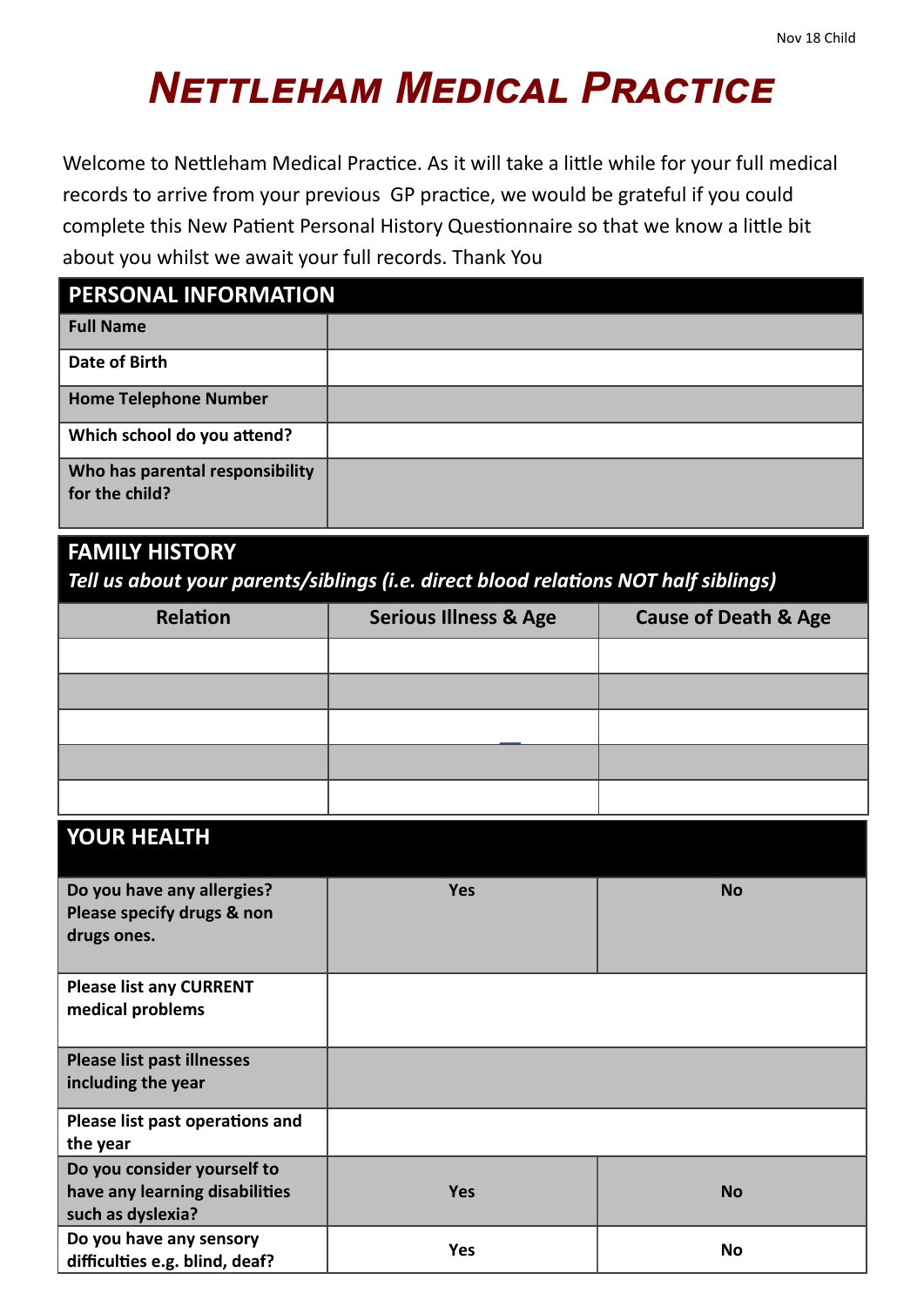Nov 18 Child

# Nettleham Medical Practice

Welcome to Nettleham Medical Practice. As it will take a little while for your full medical records to arrive from your previous GP practice, we would be grateful if you could complete this New Patient Personal History Questionnaire so that we know a little bit about you whilst we await your full records. Thank You

| PERSONAL INFORMATION | |
|---|---|
| **Full Name** | |
| **Date of Birth** | |
| **Home Telephone Number** | |
| **Which school do you attend?** | |
| **Who has parental responsibility for the child?** | |

**FAMILY HISTORY**

***Tell us about your parents/siblings (i.e. direct blood relations NOT half siblings)***

| Relation | Serious Illness & Age | Cause of Death & Age |
|---|---|---|
| | | |
| | | |
| | | |
| | | |
| | | |

| YOUR HEALTH | | |
|---|---|---|
| **Do you have any allergies? Please specify drugs & non drugs ones.** | **Yes** | **No** |
| **Please list any CURRENT medical problems** | | |
| **Please list past illnesses including the year** | | |
| **Please list past operations and the year** | | |
| **Do you consider yourself to have any learning disabilities such as dyslexia?** | **Yes** | **No** |
| **Do you have any sensory difficulties e.g. blind, deaf?** | **Yes** | **No** |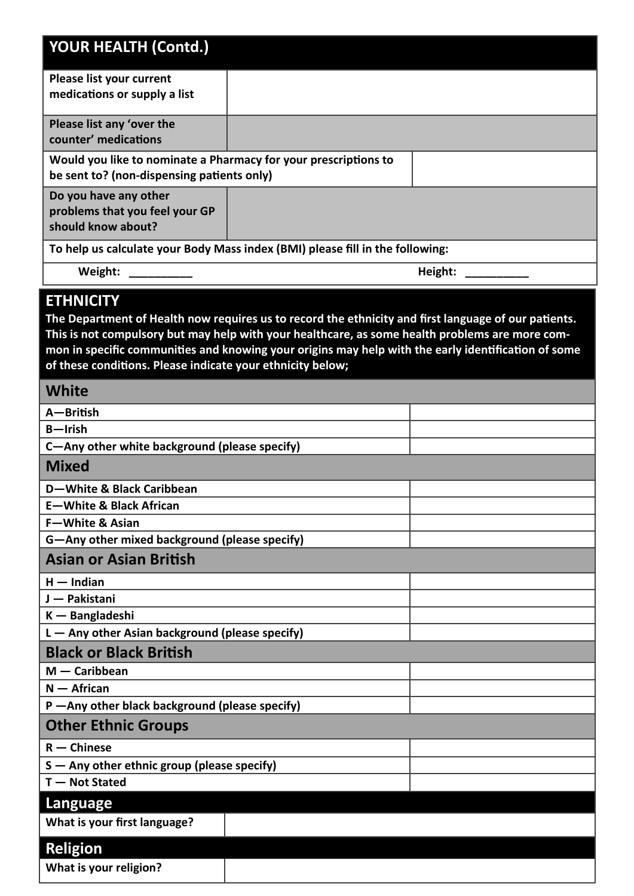## YOUR HEALTH (Contd.)

| | |
|---|---|
| **Please list your current medications or supply a list** | |
| **Please list any 'over the counter' medications** | |
| **Would you like to nominate a Pharmacy for your prescriptions to be sent to? (non-dispensing patients only)** | |
| **Do you have any other problems that you feel your GP should know about?** | |

**To help us calculate your Body Mass index (BMI) please fill in the following:**

**Weight:** __________ **Height:** __________

## ETHNICITY

**The Department of Health now requires us to record the ethnicity and first language of our patients. This is not compulsory but may help with your healthcare, as some health problems are more common in specific communities and knowing your origins may help with the early identification of some of these conditions. Please indicate your ethnicity below;**

| | |
|---|---|
| **White** | |
| **A—British** | |
| **B—Irish** | |
| **C—Any other white background (please specify)** | |
| **Mixed** | |
| **D—White & Black Caribbean** | |
| **E—White & Black African** | |
| **F—White & Asian** | |
| **G—Any other mixed background (please specify)** | |
| **Asian or Asian British** | |
| **H — Indian** | |
| **J — Pakistani** | |
| **K — Bangladeshi** | |
| **L — Any other Asian background (please specify)** | |
| **Black or Black British** | |
| **M — Caribbean** | |
| **N — African** | |
| **P —Any other black background (please specify)** | |
| **Other Ethnic Groups** | |
| **R — Chinese** | |
| **S — Any other ethnic group (please specify)** | |
| **T — Not Stated** | |

## Language

| | |
|---|---|
| **What is your first language?** | |

## Religion

| | |
|---|---|
| **What is your religion?** | |